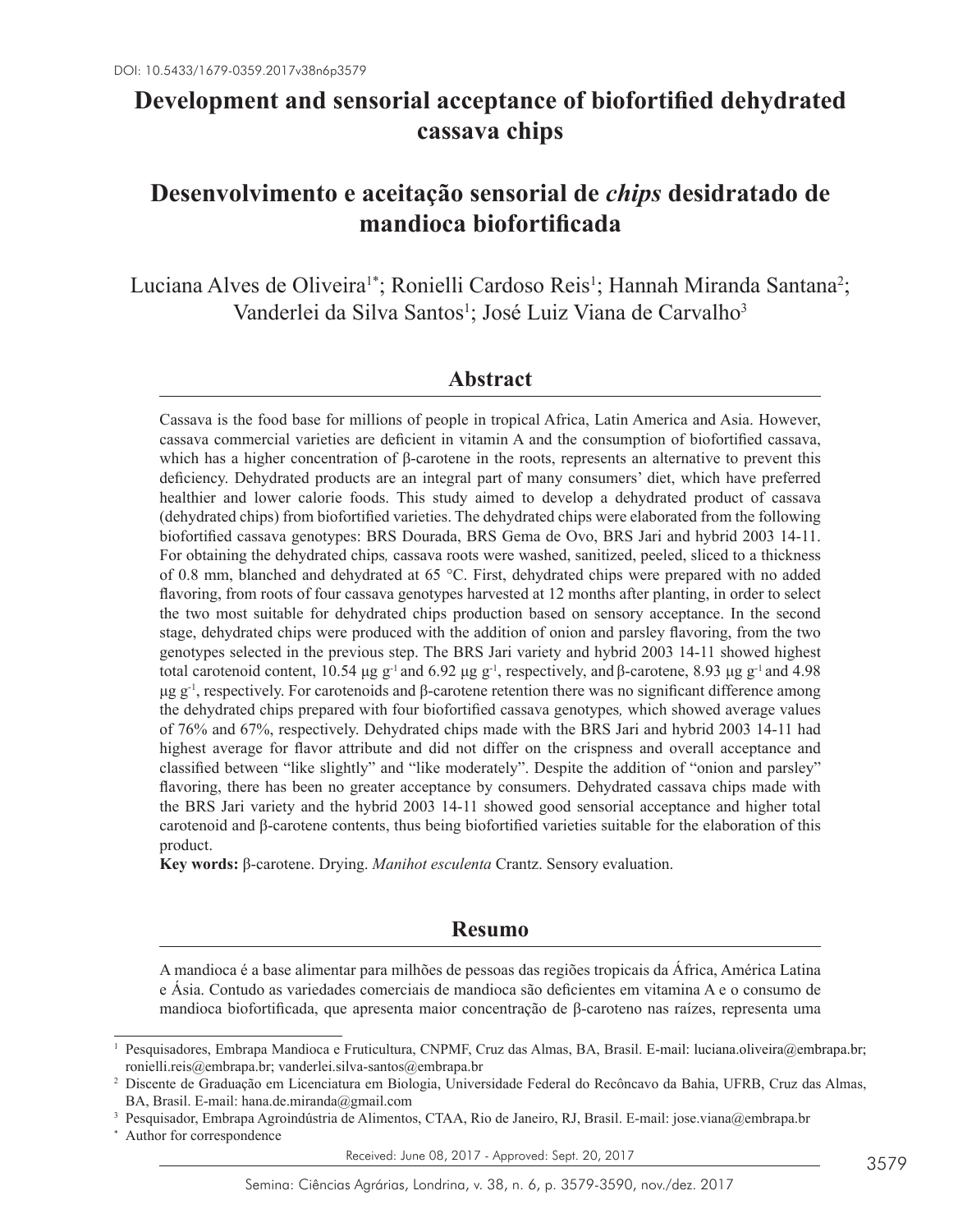DOI: 10.5433/1679-0359.2017v38n6p3579

# Development and sensorial acceptance of biofortified dehydrated cassava chips

# Desenvolvimento e aceitação sensorial de *chips* desidratado de mandioca biofortificada

Luciana Alves de Oliveira[1*]; Ronielli Cardoso Reis[1]; Hannah Miranda Santana[2]; Vanderlei da Silva Santos[1]; José Luiz Viana de Carvalho[3]

## Abstract

Cassava is the food base for millions of people in tropical Africa, Latin America and Asia. However, cassava commercial varieties are deficient in vitamin A and the consumption of biofortified cassava, which has a higher concentration of β-carotene in the roots, represents an alternative to prevent this deficiency. Dehydrated products are an integral part of many consumers' diet, which have preferred healthier and lower calorie foods. This study aimed to develop a dehydrated product of cassava (dehydrated chips) from biofortified varieties. The dehydrated chips were elaborated from the following biofortified cassava genotypes: BRS Dourada, BRS Gema de Ovo, BRS Jari and hybrid 2003 14-11. For obtaining the dehydrated chips*,* cassava roots were washed, sanitized, peeled, sliced to a thickness of 0.8 mm, blanched and dehydrated at 65 °C. First, dehydrated chips were prepared with no added flavoring, from roots of four cassava genotypes harvested at 12 months after planting, in order to select the two most suitable for dehydrated chips production based on sensory acceptance. In the second stage, dehydrated chips were produced with the addition of onion and parsley flavoring, from the two genotypes selected in the previous step. The BRS Jari variety and hybrid 2003 14-11 showed highest total carotenoid content, 10.54 μg $g^{-1}$ and 6.92 μg $g^{-1}$, respectively, and β-carotene, 8.93 μg $g^{-1}$ and 4.98 μg $g^{-1}$, respectively. For carotenoids and β-carotene retention there was no significant difference among the dehydrated chips prepared with four biofortified cassava genotypes*,* which showed average values of 76% and 67%, respectively. Dehydrated chips made with the BRS Jari and hybrid 2003 14-11 had highest average for flavor attribute and did not differ on the crispness and overall acceptance and classified between "like slightly" and "like moderately". Despite the addition of "onion and parsley" flavoring, there has been no greater acceptance by consumers. Dehydrated cassava chips made with the BRS Jari variety and the hybrid 2003 14-11 showed good sensorial acceptance and higher total carotenoid and β-carotene contents, thus being biofortified varieties suitable for the elaboration of this product.

**Key words:** β-carotene. Drying. *Manihot esculenta* Crantz. Sensory evaluation.

## Resumo

A mandioca é a base alimentar para milhões de pessoas das regiões tropicais da África, América Latina e Ásia. Contudo as variedades comerciais de mandioca são deficientes em vitamina A e o consumo de mandioca biofortificada, que apresenta maior concentração de β-caroteno nas raízes, representa uma

---

[1] Pesquisadores, Embrapa Mandioca e Fruticultura, CNPMF, Cruz das Almas, BA, Brasil. E-mail: luciana.oliveira@embrapa.br; ronielli.reis@embrapa.br; vanderlei.silva-santos@embrapa.br

[2] Discente de Graduação em Licenciatura em Biologia, Universidade Federal do Recôncavo da Bahia, UFRB, Cruz das Almas, BA, Brasil. E-mail: hana.de.miranda@gmail.com

[3] Pesquisador, Embrapa Agroindústria de Alimentos, CTAA, Rio de Janeiro, RJ, Brasil. E-mail: jose.viana@embrapa.br

[*] Author for correspondence

Received: June 08, 2017 - Approved: Sept. 20, 2017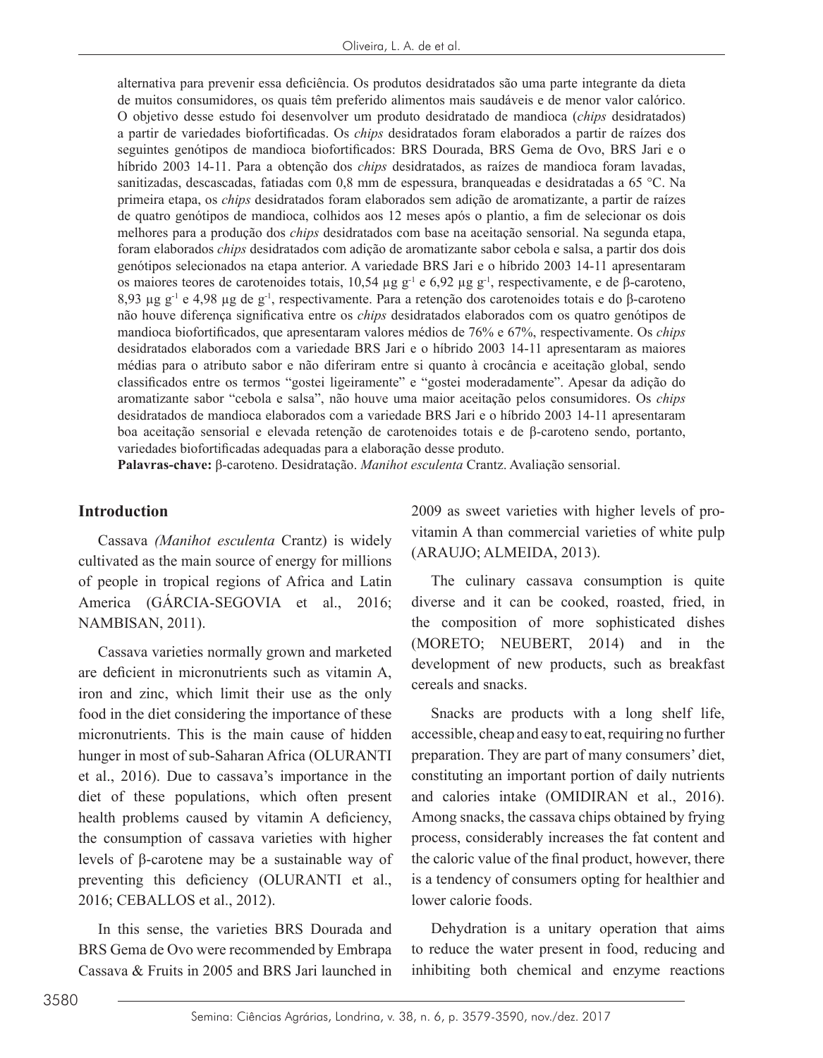alternativa para prevenir essa deficiência. Os produtos desidratados são uma parte integrante da dieta de muitos consumidores, os quais têm preferido alimentos mais saudáveis e de menor valor calórico. O objetivo desse estudo foi desenvolver um produto desidratado de mandioca (*chips* desidratados) a partir de variedades biofortificadas. Os *chips* desidratados foram elaborados a partir de raízes dos seguintes genótipos de mandioca biofortificados: BRS Dourada, BRS Gema de Ovo, BRS Jari e o híbrido 2003 14-11. Para a obtenção dos *chips* desidratados, as raízes de mandioca foram lavadas, sanitizadas, descascadas, fatiadas com 0,8 mm de espessura, branqueadas e desidratadas a 65 °C. Na primeira etapa, os *chips* desidratados foram elaborados sem adição de aromatizante, a partir de raízes de quatro genótipos de mandioca, colhidos aos 12 meses após o plantio, a fim de selecionar os dois melhores para a produção dos *chips* desidratados com base na aceitação sensorial. Na segunda etapa, foram elaborados *chips* desidratados com adição de aromatizante sabor cebola e salsa, a partir dos dois genótipos selecionados na etapa anterior. A variedade BRS Jari e o híbrido 2003 14-11 apresentaram os maiores teores de carotenoides totais, 10,54 μg $g^{-1}$ e 6,92 μg $g^{-1}$, respectivamente, e de β-caroteno, 8,93 μg $g^{-1}$ e 4,98 μg de $g^{-1}$, respectivamente. Para a retenção dos carotenoides totais e do β-caroteno não houve diferença significativa entre os *chips* desidratados elaborados com os quatro genótipos de mandioca biofortificados, que apresentaram valores médios de 76% e 67%, respectivamente. Os *chips* desidratados elaborados com a variedade BRS Jari e o híbrido 2003 14-11 apresentaram as maiores médias para o atributo sabor e não diferiram entre si quanto à crocância e aceitação global, sendo classificados entre os termos "gostei ligeiramente" e "gostei moderadamente". Apesar da adição do aromatizante sabor "cebola e salsa", não houve uma maior aceitação pelos consumidores. Os *chips* desidratados de mandioca elaborados com a variedade BRS Jari e o híbrido 2003 14-11 apresentaram boa aceitação sensorial e elevada retenção de carotenoides totais e de β-caroteno sendo, portanto, variedades biofortificadas adequadas para a elaboração desse produto.

**Palavras-chave:** β-caroteno. Desidratação. *Manihot esculenta* Crantz. Avaliação sensorial.

## Introduction

Cassava *(Manihot esculenta* Crantz) is widely cultivated as the main source of energy for millions of people in tropical regions of Africa and Latin America (GÁRCIA-SEGOVIA et al., 2016; NAMBISAN, 2011).

Cassava varieties normally grown and marketed are deficient in micronutrients such as vitamin A, iron and zinc, which limit their use as the only food in the diet considering the importance of these micronutrients. This is the main cause of hidden hunger in most of sub-Saharan Africa (OLURANTI et al., 2016). Due to cassava's importance in the diet of these populations, which often present health problems caused by vitamin A deficiency, the consumption of cassava varieties with higher levels of β-carotene may be a sustainable way of preventing this deficiency (OLURANTI et al., 2016; CEBALLOS et al., 2012).

In this sense, the varieties BRS Dourada and BRS Gema de Ovo were recommended by Embrapa Cassava & Fruits in 2005 and BRS Jari launched in 2009 as sweet varieties with higher levels of pro-vitamin A than commercial varieties of white pulp (ARAUJO; ALMEIDA, 2013).

The culinary cassava consumption is quite diverse and it can be cooked, roasted, fried, in the composition of more sophisticated dishes (MORETO; NEUBERT, 2014) and in the development of new products, such as breakfast cereals and snacks.

Snacks are products with a long shelf life, accessible, cheap and easy to eat, requiring no further preparation. They are part of many consumers' diet, constituting an important portion of daily nutrients and calories intake (OMIDIRAN et al., 2016). Among snacks, the cassava chips obtained by frying process, considerably increases the fat content and the caloric value of the final product, however, there is a tendency of consumers opting for healthier and lower calorie foods.

Dehydration is a unitary operation that aims to reduce the water present in food, reducing and inhibiting both chemical and enzyme reactions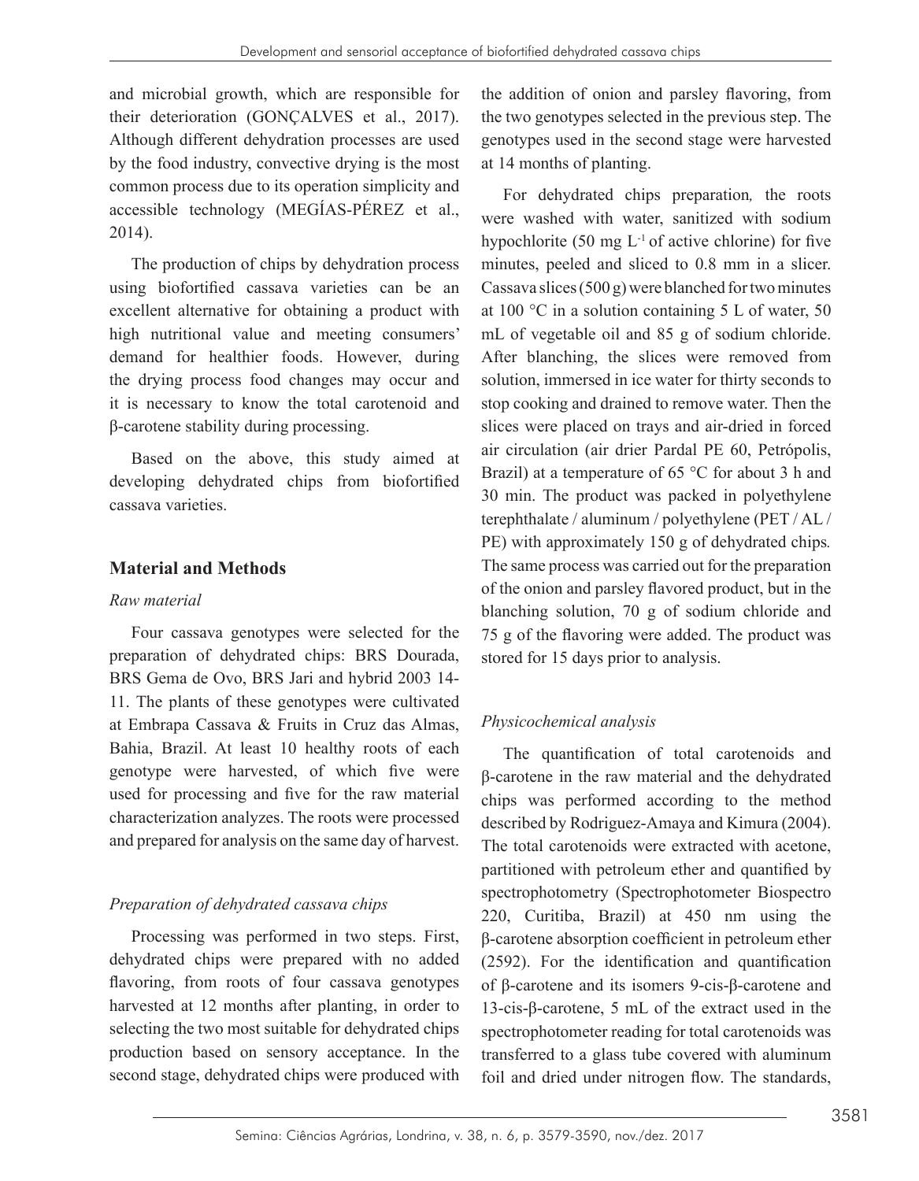and microbial growth, which are responsible for their deterioration (GONÇALVES et al., 2017). Although different dehydration processes are used by the food industry, convective drying is the most common process due to its operation simplicity and accessible technology (MEGÍAS-PÉREZ et al., 2014).

The production of chips by dehydration process using biofortified cassava varieties can be an excellent alternative for obtaining a product with high nutritional value and meeting consumers' demand for healthier foods. However, during the drying process food changes may occur and it is necessary to know the total carotenoid and β-carotene stability during processing.

Based on the above, this study aimed at developing dehydrated chips from biofortified cassava varieties.

## Material and Methods

### *Raw material*

Four cassava genotypes were selected for the preparation of dehydrated chips: BRS Dourada, BRS Gema de Ovo, BRS Jari and hybrid 2003 14-11. The plants of these genotypes were cultivated at Embrapa Cassava & Fruits in Cruz das Almas, Bahia, Brazil. At least 10 healthy roots of each genotype were harvested, of which five were used for processing and five for the raw material characterization analyzes. The roots were processed and prepared for analysis on the same day of harvest.

### *Preparation of dehydrated cassava chips*

Processing was performed in two steps. First, dehydrated chips were prepared with no added flavoring, from roots of four cassava genotypes harvested at 12 months after planting, in order to selecting the two most suitable for dehydrated chips production based on sensory acceptance. In the second stage, dehydrated chips were produced with the addition of onion and parsley flavoring, from the two genotypes selected in the previous step. The genotypes used in the second stage were harvested at 14 months of planting.

For dehydrated chips preparation*,* the roots were washed with water, sanitized with sodium hypochlorite (50 mg $L^{-1}$ of active chlorine) for five minutes, peeled and sliced to 0.8 mm in a slicer. Cassava slices (500 g) were blanched for two minutes at 100 °C in a solution containing 5 L of water, 50 mL of vegetable oil and 85 g of sodium chloride. After blanching, the slices were removed from solution, immersed in ice water for thirty seconds to stop cooking and drained to remove water. Then the slices were placed on trays and air-dried in forced air circulation (air drier Pardal PE 60, Petrópolis, Brazil) at a temperature of 65 °C for about 3 h and 30 min. The product was packed in polyethylene terephthalate / aluminum / polyethylene (PET / AL / PE) with approximately 150 g of dehydrated chips*.* The same process was carried out for the preparation of the onion and parsley flavored product, but in the blanching solution, 70 g of sodium chloride and 75 g of the flavoring were added. The product was stored for 15 days prior to analysis.

### *Physicochemical analysis*

The quantification of total carotenoids and β-carotene in the raw material and the dehydrated chips was performed according to the method described by Rodriguez-Amaya and Kimura (2004). The total carotenoids were extracted with acetone, partitioned with petroleum ether and quantified by spectrophotometry (Spectrophotometer Biospectro 220, Curitiba, Brazil) at 450 nm using the β-carotene absorption coefficient in petroleum ether (2592). For the identification and quantification of β-carotene and its isomers 9-cis-β-carotene and 13-cis-β-carotene, 5 mL of the extract used in the spectrophotometer reading for total carotenoids was transferred to a glass tube covered with aluminum foil and dried under nitrogen flow. The standards,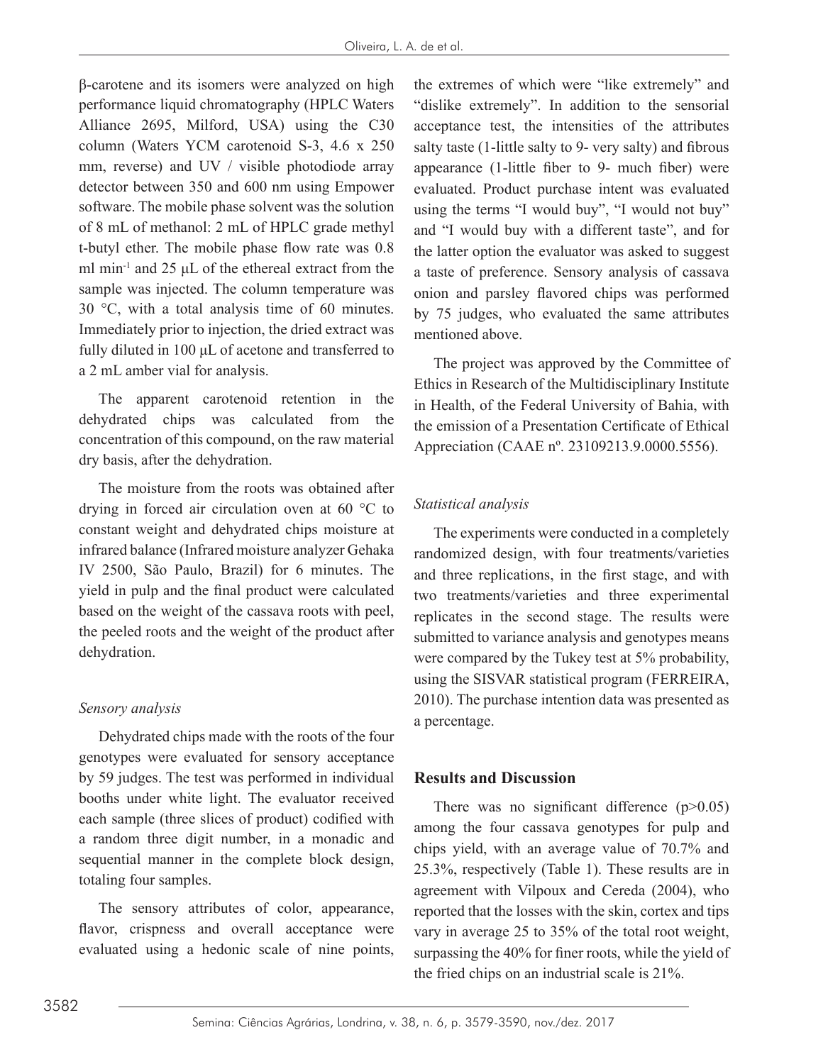β-carotene and its isomers were analyzed on high performance liquid chromatography (HPLC Waters Alliance 2695, Milford, USA) using the C30 column (Waters YCM carotenoid S-3, 4.6 x 250 mm, reverse) and UV / visible photodiode array detector between 350 and 600 nm using Empower software. The mobile phase solvent was the solution of 8 mL of methanol: 2 mL of HPLC grade methyl t-butyl ether. The mobile phase flow rate was 0.8 ml $min^{-1}$ and 25 µL of the ethereal extract from the sample was injected. The column temperature was 30 °C, with a total analysis time of 60 minutes. Immediately prior to injection, the dried extract was fully diluted in 100 µL of acetone and transferred to a 2 mL amber vial for analysis.

The apparent carotenoid retention in the dehydrated chips was calculated from the concentration of this compound, on the raw material dry basis, after the dehydration.

The moisture from the roots was obtained after drying in forced air circulation oven at 60 °C to constant weight and dehydrated chips moisture at infrared balance (Infrared moisture analyzer Gehaka IV 2500, São Paulo, Brazil) for 6 minutes. The yield in pulp and the final product were calculated based on the weight of the cassava roots with peel, the peeled roots and the weight of the product after dehydration.

### *Sensory analysis*

Dehydrated chips made with the roots of the four genotypes were evaluated for sensory acceptance by 59 judges. The test was performed in individual booths under white light. The evaluator received each sample (three slices of product) codified with a random three digit number, in a monadic and sequential manner in the complete block design, totaling four samples.

The sensory attributes of color, appearance, flavor, crispness and overall acceptance were evaluated using a hedonic scale of nine points, the extremes of which were "like extremely" and "dislike extremely". In addition to the sensorial acceptance test, the intensities of the attributes salty taste (1-little salty to 9- very salty) and fibrous appearance (1-little fiber to 9- much fiber) were evaluated. Product purchase intent was evaluated using the terms "I would buy", "I would not buy" and "I would buy with a different taste", and for the latter option the evaluator was asked to suggest a taste of preference. Sensory analysis of cassava onion and parsley flavored chips was performed by 75 judges, who evaluated the same attributes mentioned above.

The project was approved by the Committee of Ethics in Research of the Multidisciplinary Institute in Health, of the Federal University of Bahia, with the emission of a Presentation Certificate of Ethical Appreciation (CAAE nº. 23109213.9.0000.5556).

### *Statistical analysis*

The experiments were conducted in a completely randomized design, with four treatments/varieties and three replications, in the first stage, and with two treatments/varieties and three experimental replicates in the second stage. The results were submitted to variance analysis and genotypes means were compared by the Tukey test at 5% probability, using the SISVAR statistical program (FERREIRA, 2010). The purchase intention data was presented as a percentage.

## Results and Discussion

There was no significant difference ($p>0.05$) among the four cassava genotypes for pulp and chips yield, with an average value of 70.7% and 25.3%, respectively (Table 1). These results are in agreement with Vilpoux and Cereda (2004), who reported that the losses with the skin, cortex and tips vary in average 25 to 35% of the total root weight, surpassing the 40% for finer roots, while the yield of the fried chips on an industrial scale is 21%.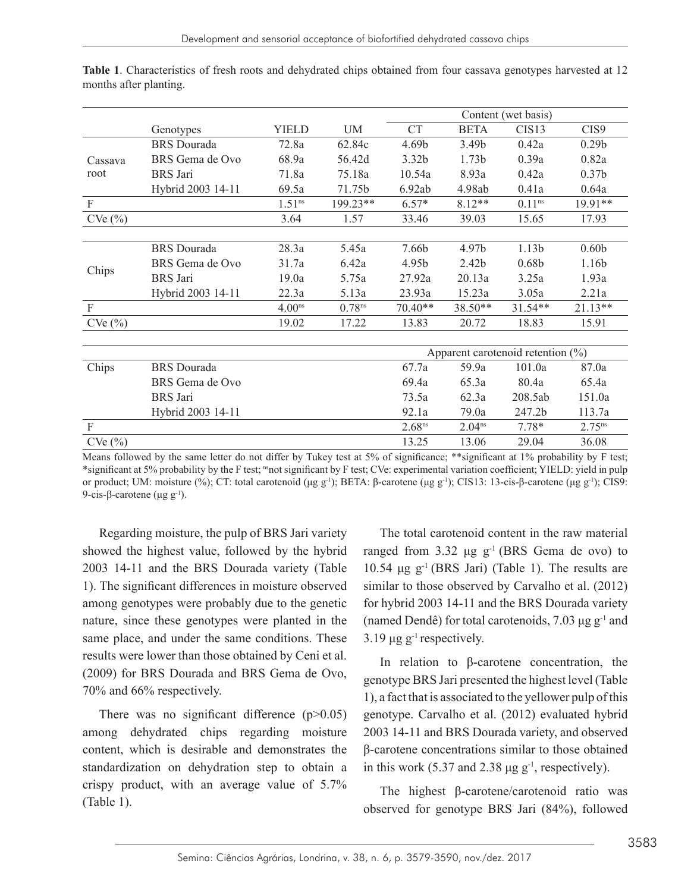**Table 1**. Characteristics of fresh roots and dehydrated chips obtained from four cassava genotypes harvested at 12 months after planting.

| | Genotypes | YIELD | UM | Content (wet basis) | | | |
|---|---|---|---|---|---|---|---|
| | | | | CT | BETA | CIS13 | CIS9 |
| Cassava root | BRS Dourada | 72.8a | 62.84c | 4.69b | 3.49b | 0.42a | 0.29b |
| | BRS Gema de Ovo | 68.9a | 56.42d | 3.32b | 1.73b | 0.39a | 0.82a |
| | BRS Jari | 71.8a | 75.18a | 10.54a | 8.93a | 0.42a | 0.37b |
| | Hybrid 2003 14-11 | 69.5a | 71.75b | 6.92ab | 4.98ab | 0.41a | 0.64a |
| F | | 1.51[ns] | 199.23** | 6.57* | 8.12** | 0.11[ns] | 19.91** |
| CVe (%) | | 3.64 | 1.57 | 33.46 | 39.03 | 15.65 | 17.93 |
| Chips | BRS Dourada | 28.3a | 5.45a | 7.66b | 4.97b | 1.13b | 0.60b |
| | BRS Gema de Ovo | 31.7a | 6.42a | 4.95b | 2.42b | 0.68b | 1.16b |
| | BRS Jari | 19.0a | 5.75a | 27.92a | 20.13a | 3.25a | 1.93a |
| | Hybrid 2003 14-11 | 22.3a | 5.13a | 23.93a | 15.23a | 3.05a | 2.21a |
| F | | 4.00[ns] | 0.78[ns] | 70.40** | 38.50** | 31.54** | 21.13** |
| CVe (%) | | 19.02 | 17.22 | 13.83 | 20.72 | 18.83 | 15.91 |
| | | | | Apparent carotenoid retention (%) | | | |
| Chips | BRS Dourada | | | 67.7a | 59.9a | 101.0a | 87.0a |
| | BRS Gema de Ovo | | | 69.4a | 65.3a | 80.4a | 65.4a |
| | BRS Jari | | | 73.5a | 62.3a | 208.5ab | 151.0a |
| | Hybrid 2003 14-11 | | | 92.1a | 79.0a | 247.2b | 113.7a |
| F | | | | 2.68[ns] | 2.04[ns] | 7.78* | 2.75[ns] |
| CVe (%) | | | | 13.25 | 13.06 | 29.04 | 36.08 |

Means followed by the same letter do not differ by Tukey test at 5% of significance; **significant at 1% probability by F test; *significant at 5% probability by the F test; [ns]not significant by F test; CVe: experimental variation coefficient; YIELD: yield in pulp or product; UM: moisture (%); CT: total carotenoid (μg $g^{-1}$); BETA: β-carotene (μg $g^{-1}$); CIS13: 13-cis-β-carotene (μg $g^{-1}$); CIS9: 9-cis-β-carotene (μg $g^{-1}$).

Regarding moisture, the pulp of BRS Jari variety showed the highest value, followed by the hybrid 2003 14-11 and the BRS Dourada variety (Table 1). The significant differences in moisture observed among genotypes were probably due to the genetic nature, since these genotypes were planted in the same place, and under the same conditions. These results were lower than those obtained by Ceni et al. (2009) for BRS Dourada and BRS Gema de Ovo, 70% and 66% respectively.

There was no significant difference ($p>0.05$) among dehydrated chips regarding moisture content, which is desirable and demonstrates the standardization on dehydration step to obtain a crispy product, with an average value of 5.7% (Table 1).

The total carotenoid content in the raw material ranged from 3.32 μg $g^{-1}$ (BRS Gema de ovo) to 10.54 μg $g^{-1}$ (BRS Jari) (Table 1). The results are similar to those observed by Carvalho et al. (2012) for hybrid 2003 14-11 and the BRS Dourada variety (named Dendê) for total carotenoids, 7.03 μg $g^{-1}$ and 3.19 μg $g^{-1}$ respectively.

In relation to β-carotene concentration, the genotype BRS Jari presented the highest level (Table 1), a fact that is associated to the yellower pulp of this genotype. Carvalho et al. (2012) evaluated hybrid 2003 14-11 and BRS Dourada variety, and observed β-carotene concentrations similar to those obtained in this work (5.37 and 2.38 μg $g^{-1}$, respectively).

The highest β-carotene/carotenoid ratio was observed for genotype BRS Jari (84%), followed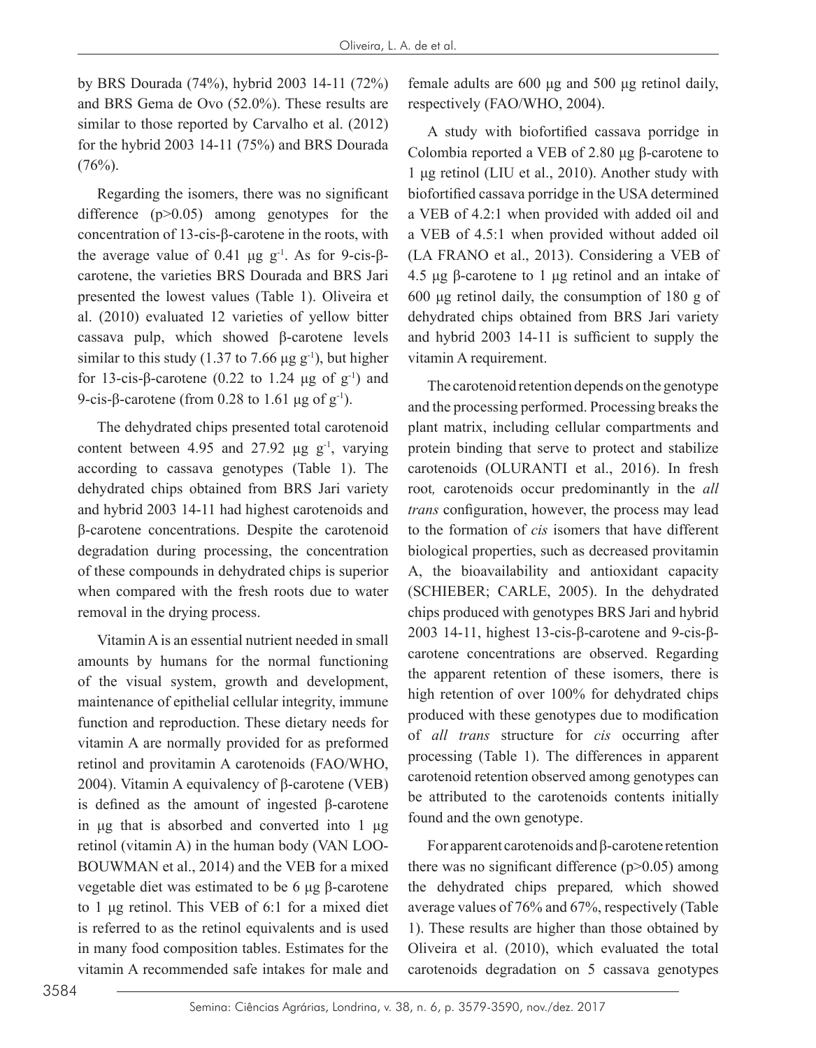by BRS Dourada (74%), hybrid 2003 14-11 (72%) and BRS Gema de Ovo (52.0%). These results are similar to those reported by Carvalho et al. (2012) for the hybrid 2003 14-11 (75%) and BRS Dourada (76%).

Regarding the isomers, there was no significant difference ($p>0.05$) among genotypes for the concentration of 13-cis-β-carotene in the roots, with the average value of 0.41 μg $g^{-1}$. As for 9-cis-β-carotene, the varieties BRS Dourada and BRS Jari presented the lowest values (Table 1). Oliveira et al. (2010) evaluated 12 varieties of yellow bitter cassava pulp, which showed β-carotene levels similar to this study (1.37 to 7.66 μg $g^{-1}$), but higher for 13-cis-β-carotene (0.22 to 1.24 μg of $g^{-1}$) and 9-cis-β-carotene (from 0.28 to 1.61 μg of $g^{-1}$).

The dehydrated chips presented total carotenoid content between 4.95 and 27.92 μg $g^{-1}$, varying according to cassava genotypes (Table 1). The dehydrated chips obtained from BRS Jari variety and hybrid 2003 14-11 had highest carotenoids and β-carotene concentrations. Despite the carotenoid degradation during processing, the concentration of these compounds in dehydrated chips is superior when compared with the fresh roots due to water removal in the drying process.

Vitamin A is an essential nutrient needed in small amounts by humans for the normal functioning of the visual system, growth and development, maintenance of epithelial cellular integrity, immune function and reproduction. These dietary needs for vitamin A are normally provided for as preformed retinol and provitamin A carotenoids (FAO/WHO, 2004). Vitamin A equivalency of β-carotene (VEB) is defined as the amount of ingested β-carotene in μg that is absorbed and converted into 1 μg retinol (vitamin A) in the human body (VAN LOO-BOUWMAN et al., 2014) and the VEB for a mixed vegetable diet was estimated to be 6 μg β-carotene to 1 μg retinol. This VEB of 6:1 for a mixed diet is referred to as the retinol equivalents and is used in many food composition tables. Estimates for the vitamin A recommended safe intakes for male and female adults are 600 μg and 500 μg retinol daily, respectively (FAO/WHO, 2004).

A study with biofortified cassava porridge in Colombia reported a VEB of 2.80 μg β-carotene to 1 μg retinol (LIU et al., 2010). Another study with biofortified cassava porridge in the USA determined a VEB of 4.2:1 when provided with added oil and a VEB of 4.5:1 when provided without added oil (LA FRANO et al., 2013). Considering a VEB of 4.5 μg β-carotene to 1 μg retinol and an intake of 600 μg retinol daily, the consumption of 180 g of dehydrated chips obtained from BRS Jari variety and hybrid 2003 14-11 is sufficient to supply the vitamin A requirement.

The carotenoid retention depends on the genotype and the processing performed. Processing breaks the plant matrix, including cellular compartments and protein binding that serve to protect and stabilize carotenoids (OLURANTI et al., 2016). In fresh root*,* carotenoids occur predominantly in the *all trans* configuration, however, the process may lead to the formation of *cis* isomers that have different biological properties, such as decreased provitamin A, the bioavailability and antioxidant capacity (SCHIEBER; CARLE, 2005). In the dehydrated chips produced with genotypes BRS Jari and hybrid 2003 14-11, highest 13-cis-β-carotene and 9-cis-β-carotene concentrations are observed. Regarding the apparent retention of these isomers, there is high retention of over 100% for dehydrated chips produced with these genotypes due to modification of *all trans* structure for *cis* occurring after processing (Table 1). The differences in apparent carotenoid retention observed among genotypes can be attributed to the carotenoids contents initially found and the own genotype.

For apparent carotenoids and β-carotene retention there was no significant difference ($p>0.05$) among the dehydrated chips prepared*,* which showed average values of 76% and 67%, respectively (Table 1). These results are higher than those obtained by Oliveira et al. (2010), which evaluated the total carotenoids degradation on 5 cassava genotypes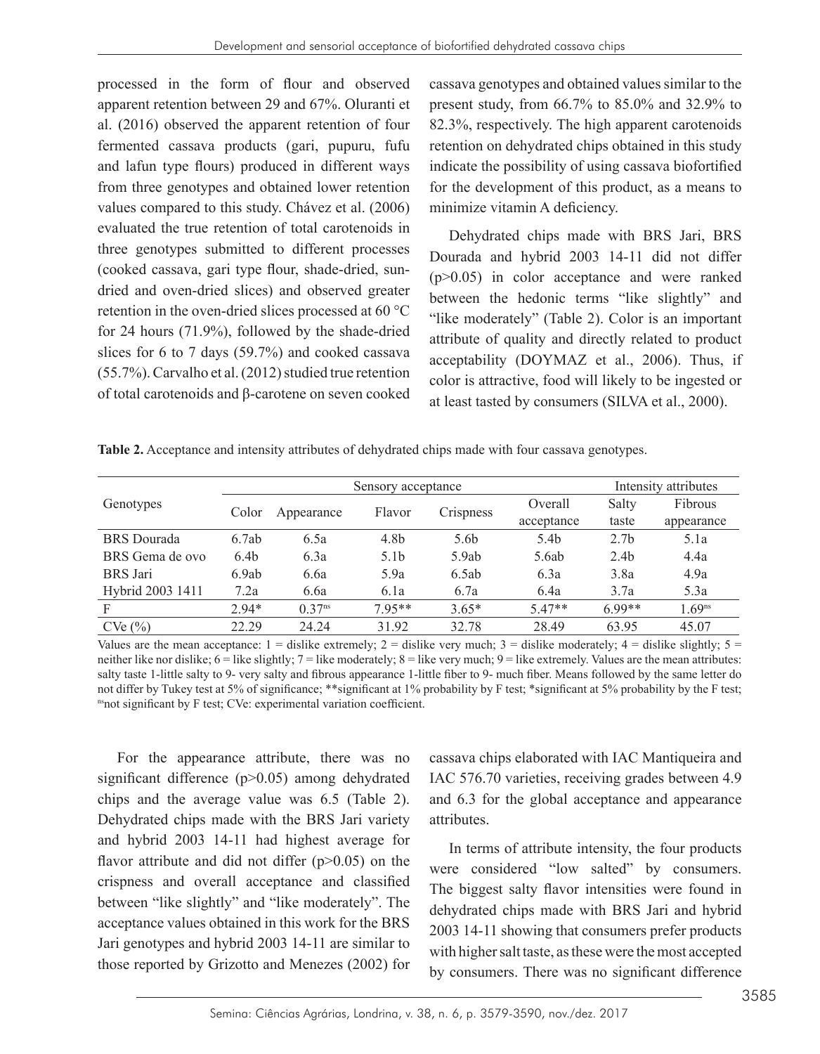processed in the form of flour and observed apparent retention between 29 and 67%. Oluranti et al. (2016) observed the apparent retention of four fermented cassava products (gari, pupuru, fufu and lafun type flours) produced in different ways from three genotypes and obtained lower retention values compared to this study. Chávez et al. (2006) evaluated the true retention of total carotenoids in three genotypes submitted to different processes (cooked cassava, gari type flour, shade-dried, sun-dried and oven-dried slices) and observed greater retention in the oven-dried slices processed at 60 °C for 24 hours (71.9%), followed by the shade-dried slices for 6 to 7 days (59.7%) and cooked cassava (55.7%). Carvalho et al. (2012) studied true retention of total carotenoids and β-carotene on seven cooked cassava genotypes and obtained values similar to the present study, from 66.7% to 85.0% and 32.9% to 82.3%, respectively. The high apparent carotenoids retention on dehydrated chips obtained in this study indicate the possibility of using cassava biofortified for the development of this product, as a means to minimize vitamin A deficiency.

Dehydrated chips made with BRS Jari, BRS Dourada and hybrid 2003 14-11 did not differ ($p>0.05$) in color acceptance and were ranked between the hedonic terms "like slightly" and "like moderately" (Table 2). Color is an important attribute of quality and directly related to product acceptability (DOYMAZ et al., 2006). Thus, if color is attractive, food will likely to be ingested or at least tasted by consumers (SILVA et al., 2000).

**Table 2.** Acceptance and intensity attributes of dehydrated chips made with four cassava genotypes.

| Genotypes | Sensory acceptance | | | | | Intensity attributes | |
|---|---|---|---|---|---|---|---|
| | Color | Appearance | Flavor | Crispness | Overall acceptance | Salty taste | Fibrous appearance |
| BRS Dourada | 6.7ab | 6.5a | 4.8b | 5.6b | 5.4b | 2.7b | 5.1a |
| BRS Gema de ovo | 6.4b | 6.3a | 5.1b | 5.9ab | 5.6ab | 2.4b | 4.4a |
| BRS Jari | 6.9ab | 6.6a | 5.9a | 6.5ab | 6.3a | 3.8a | 4.9a |
| Hybrid 2003 1411 | 7.2a | 6.6a | 6.1a | 6.7a | 6.4a | 3.7a | 5.3a |
| F | 2.94* | $0.37^{ns}$ | 7.95** | 3.65* | 5.47** | 6.99** | $1.69^{ns}$ |
| CVe (%) | 22.29 | 24.24 | 31.92 | 32.78 | 28.49 | 63.95 | 45.07 |

Values are the mean acceptance: 1 = dislike extremely; 2 = dislike very much; 3 = dislike moderately; 4 = dislike slightly; 5 = neither like nor dislike; 6 = like slightly; 7 = like moderately; 8 = like very much; 9 = like extremely. Values are the mean attributes: salty taste 1-little salty to 9- very salty and fibrous appearance 1-little fiber to 9- much fiber. Means followed by the same letter do not differ by Tukey test at 5% of significance; **significant at 1% probability by F test; *significant at 5% probability by the F test; [ns]not significant by F test; CVe: experimental variation coefficient.

For the appearance attribute, there was no significant difference ($p>0.05$) among dehydrated chips and the average value was 6.5 (Table 2). Dehydrated chips made with the BRS Jari variety and hybrid 2003 14-11 had highest average for flavor attribute and did not differ ($p>0.05$) on the crispness and overall acceptance and classified between "like slightly" and "like moderately". The acceptance values obtained in this work for the BRS Jari genotypes and hybrid 2003 14-11 are similar to those reported by Grizotto and Menezes (2002) for cassava chips elaborated with IAC Mantiqueira and IAC 576.70 varieties, receiving grades between 4.9 and 6.3 for the global acceptance and appearance attributes.

In terms of attribute intensity, the four products were considered "low salted" by consumers. The biggest salty flavor intensities were found in dehydrated chips made with BRS Jari and hybrid 2003 14-11 showing that consumers prefer products with higher salt taste, as these were the most accepted by consumers. There was no significant difference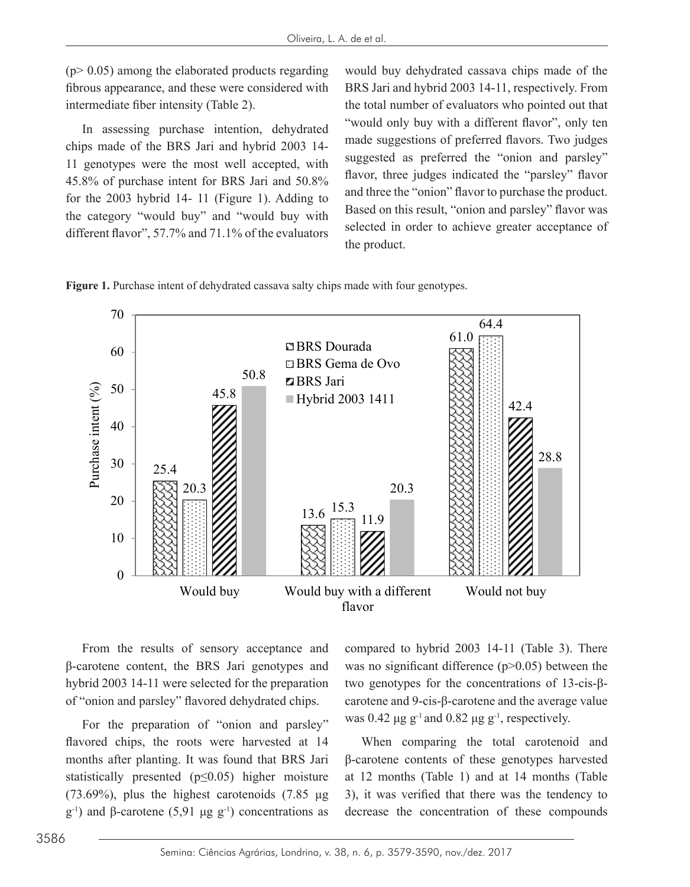(p> 0.05) among the elaborated products regarding fibrous appearance, and these were considered with intermediate fiber intensity (Table 2).

In assessing purchase intention, dehydrated chips made of the BRS Jari and hybrid 2003 14-11 genotypes were the most well accepted, with 45.8% of purchase intent for BRS Jari and 50.8% for the 2003 hybrid 14- 11 (Figure 1). Adding to the category "would buy" and "would buy with different flavor", 57.7% and 71.1% of the evaluators would buy dehydrated cassava chips made of the BRS Jari and hybrid 2003 14-11, respectively. From the total number of evaluators who pointed out that "would only buy with a different flavor", only ten made suggestions of preferred flavors. Two judges suggested as preferred the "onion and parsley" flavor, three judges indicated the "parsley" flavor and three the "onion" flavor to purchase the product. Based on this result, "onion and parsley" flavor was selected in order to achieve greater acceptance of the product.

**Figure 1.** Purchase intent of dehydrated cassava salty chips made with four genotypes.

From the results of sensory acceptance and β-carotene content, the BRS Jari genotypes and hybrid 2003 14-11 were selected for the preparation of "onion and parsley" flavored dehydrated chips.

For the preparation of "onion and parsley" flavored chips, the roots were harvested at 14 months after planting. It was found that BRS Jari statistically presented ($p \leq 0.05$) higher moisture (73.69%), plus the highest carotenoids (7.85 μg $g^{-1}$) and β-carotene (5,91 μg $g^{-1}$) concentrations as compared to hybrid 2003 14-11 (Table 3). There was no significant difference ($p > 0.05$) between the two genotypes for the concentrations of 13-cis-β-carotene and 9-cis-β-carotene and the average value was 0.42 μg $g^{-1}$ and 0.82 μg $g^{-1}$, respectively.

When comparing the total carotenoid and β-carotene contents of these genotypes harvested at 12 months (Table 1) and at 14 months (Table 3), it was verified that there was the tendency to decrease the concentration of these compounds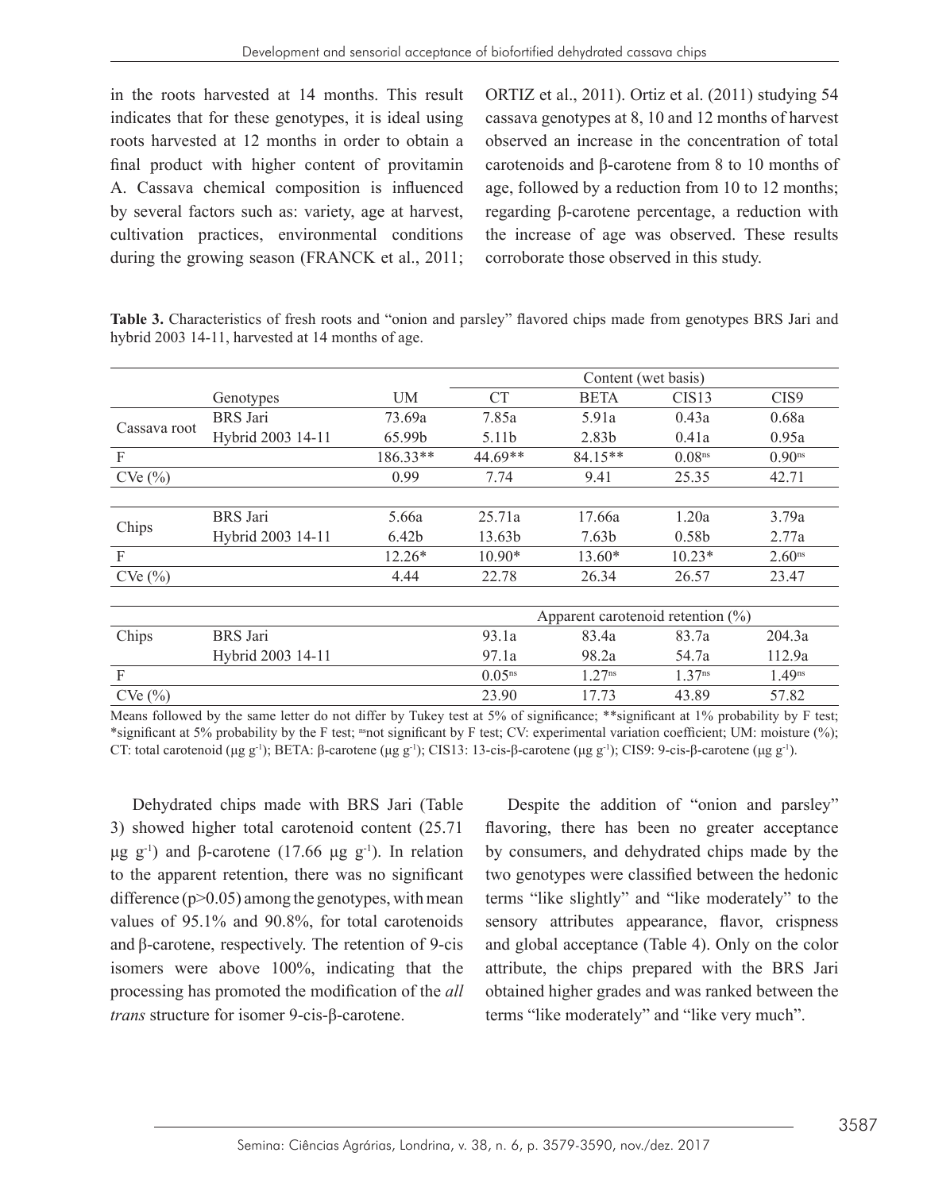in the roots harvested at 14 months. This result indicates that for these genotypes, it is ideal using roots harvested at 12 months in order to obtain a final product with higher content of provitamin A. Cassava chemical composition is influenced by several factors such as: variety, age at harvest, cultivation practices, environmental conditions during the growing season (FRANCK et al., 2011; ORTIZ et al., 2011). Ortiz et al. (2011) studying 54 cassava genotypes at 8, 10 and 12 months of harvest observed an increase in the concentration of total carotenoids and β-carotene from 8 to 10 months of age, followed by a reduction from 10 to 12 months; regarding β-carotene percentage, a reduction with the increase of age was observed. These results corroborate those observed in this study.

**Table 3.** Characteristics of fresh roots and "onion and parsley" flavored chips made from genotypes BRS Jari and hybrid 2003 14-11, harvested at 14 months of age.

| | | | Content (wet basis) | | | |
|---|---|---|---|---|---|---|
| | Genotypes | UM | CT | BETA | CIS13 | CIS9 |
| Cassava root | BRS Jari | 73.69a | 7.85a | 5.91a | 0.43a | 0.68a |
| | Hybrid 2003 14-11 | 65.99b | 5.11b | 2.83b | 0.41a | 0.95a |
| F | | 186.33** | 44.69** | 84.15** | 0.08[ns] | 0.90[ns] |
| CVe (%) | | 0.99 | 7.74 | 9.41 | 25.35 | 42.71 |
| Chips | BRS Jari | 5.66a | 25.71a | 17.66a | 1.20a | 3.79a |
| | Hybrid 2003 14-11 | 6.42b | 13.63b | 7.63b | 0.58b | 2.77a |
| F | | 12.26* | 10.90* | 13.60* | 10.23* | 2.60[ns] |
| CVe (%) | | 4.44 | 22.78 | 26.34 | 26.57 | 23.47 |
| | | | Apparent carotenoid retention (%) | | | |
| Chips | BRS Jari | | 93.1a | 83.4a | 83.7a | 204.3a |
| | Hybrid 2003 14-11 | | 97.1a | 98.2a | 54.7a | 112.9a |
| F | | | 0.05[ns] | 1.27[ns] | 1.37[ns] | 1.49[ns] |
| CVe (%) | | | 23.90 | 17.73 | 43.89 | 57.82 |

Means followed by the same letter do not differ by Tukey test at 5% of significance; **significant at 1% probability by F test; *significant at 5% probability by the F test; [ns]not significant by F test; CV: experimental variation coefficient; UM: moisture (%); CT: total carotenoid (μg $g^{-1}$); BETA: β-carotene (μg $g^{-1}$); CIS13: 13-cis-β-carotene (μg $g^{-1}$); CIS9: 9-cis-β-carotene (μg $g^{-1}$).

Dehydrated chips made with BRS Jari (Table 3) showed higher total carotenoid content (25.71 μg $g^{-1}$) and β-carotene (17.66 μg $g^{-1}$). In relation to the apparent retention, there was no significant difference ($p>0.05$) among the genotypes, with mean values of 95.1% and 90.8%, for total carotenoids and β-carotene, respectively. The retention of 9-cis isomers were above 100%, indicating that the processing has promoted the modification of the *all trans* structure for isomer 9-cis-β-carotene.

Despite the addition of "onion and parsley" flavoring, there has been no greater acceptance by consumers, and dehydrated chips made by the two genotypes were classified between the hedonic terms "like slightly" and "like moderately" to the sensory attributes appearance, flavor, crispness and global acceptance (Table 4). Only on the color attribute, the chips prepared with the BRS Jari obtained higher grades and was ranked between the terms "like moderately" and "like very much".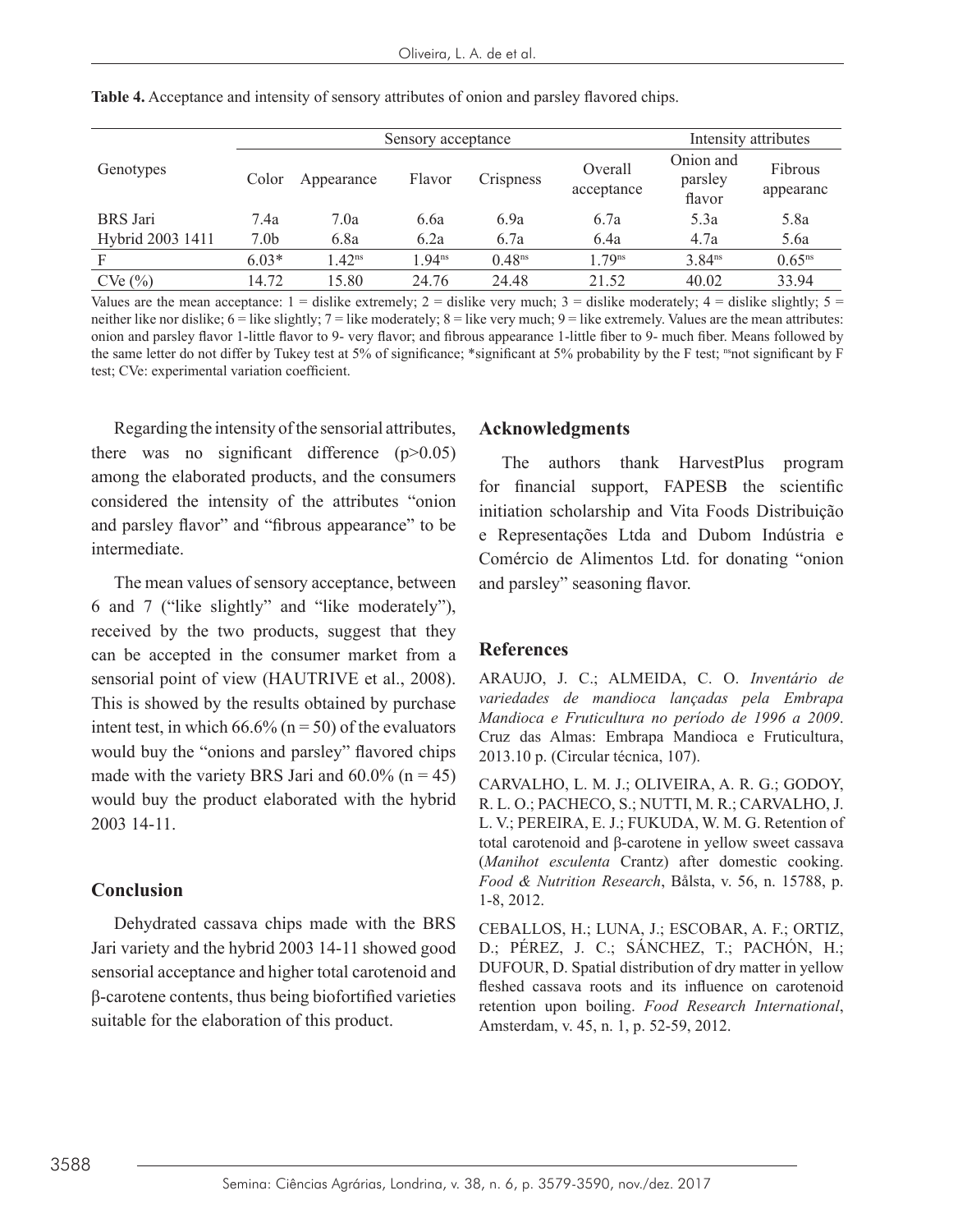**Table 4.** Acceptance and intensity of sensory attributes of onion and parsley flavored chips.

| Genotypes | Sensory acceptance | | | | | Intensity attributes | |
|---|---|---|---|---|---|---|---|
| | Color | Appearance | Flavor | Crispness | Overall acceptance | Onion and parsley flavor | Fibrous appearanc |
| BRS Jari | 7.4a | 7.0a | 6.6a | 6.9a | 6.7a | 5.3a | 5.8a |
| Hybrid 2003 1411 | 7.0b | 6.8a | 6.2a | 6.7a | 6.4a | 4.7a | 5.6a |
| F | 6.03* | $1.42^{ns}$ | $1.94^{ns}$ | $0.48^{ns}$ | $1.79^{ns}$ | $3.84^{ns}$ | $0.65^{ns}$ |
| CVe (%) | 14.72 | 15.80 | 24.76 | 24.48 | 21.52 | 40.02 | 33.94 |

Values are the mean acceptance: 1 = dislike extremely; 2 = dislike very much; 3 = dislike moderately; 4 = dislike slightly; 5 = neither like nor dislike; 6 = like slightly; 7 = like moderately; 8 = like very much; 9 = like extremely. Values are the mean attributes: onion and parsley flavor 1-little flavor to 9- very flavor; and fibrous appearance 1-little fiber to 9- much fiber. Means followed by the same letter do not differ by Tukey test at 5% of significance; *significant at 5% probability by the F test; $^{ns}$not significant by F test; CVe: experimental variation coefficient.

Regarding the intensity of the sensorial attributes, there was no significant difference ($p>0.05$) among the elaborated products, and the consumers considered the intensity of the attributes "onion and parsley flavor" and "fibrous appearance" to be intermediate.

The mean values of sensory acceptance, between 6 and 7 ("like slightly" and "like moderately"), received by the two products, suggest that they can be accepted in the consumer market from a sensorial point of view (HAUTRIVE et al., 2008). This is showed by the results obtained by purchase intent test, in which 66.6% (n = 50) of the evaluators would buy the "onions and parsley" flavored chips made with the variety BRS Jari and 60.0% (n = 45) would buy the product elaborated with the hybrid 2003 14-11.

## Conclusion

Dehydrated cassava chips made with the BRS Jari variety and the hybrid 2003 14-11 showed good sensorial acceptance and higher total carotenoid and β-carotene contents, thus being biofortified varieties suitable for the elaboration of this product.

## Acknowledgments

The authors thank HarvestPlus program for financial support, FAPESB the scientific initiation scholarship and Vita Foods Distribuição e Representações Ltda and Dubom Indústria e Comércio de Alimentos Ltd. for donating "onion and parsley" seasoning flavor.

## References

ARAUJO, J. C.; ALMEIDA, C. O. *Inventário de variedades de mandioca lançadas pela Embrapa Mandioca e Fruticultura no período de 1996 a 2009*. Cruz das Almas: Embrapa Mandioca e Fruticultura, 2013.10 p. (Circular técnica, 107).

CARVALHO, L. M. J.; OLIVEIRA, A. R. G.; GODOY, R. L. O.; PACHECO, S.; NUTTI, M. R.; CARVALHO, J. L. V.; PEREIRA, E. J.; FUKUDA, W. M. G. Retention of total carotenoid and β-carotene in yellow sweet cassava (*Manihot esculenta* Crantz) after domestic cooking. *Food & Nutrition Research*, Bålsta, v. 56, n. 15788, p. 1-8, 2012.

CEBALLOS, H.; LUNA, J.; ESCOBAR, A. F.; ORTIZ, D.; PÉREZ, J. C.; SÁNCHEZ, T.; PACHÓN, H.; DUFOUR, D. Spatial distribution of dry matter in yellow fleshed cassava roots and its influence on carotenoid retention upon boiling. *Food Research International*, Amsterdam, v. 45, n. 1, p. 52-59, 2012.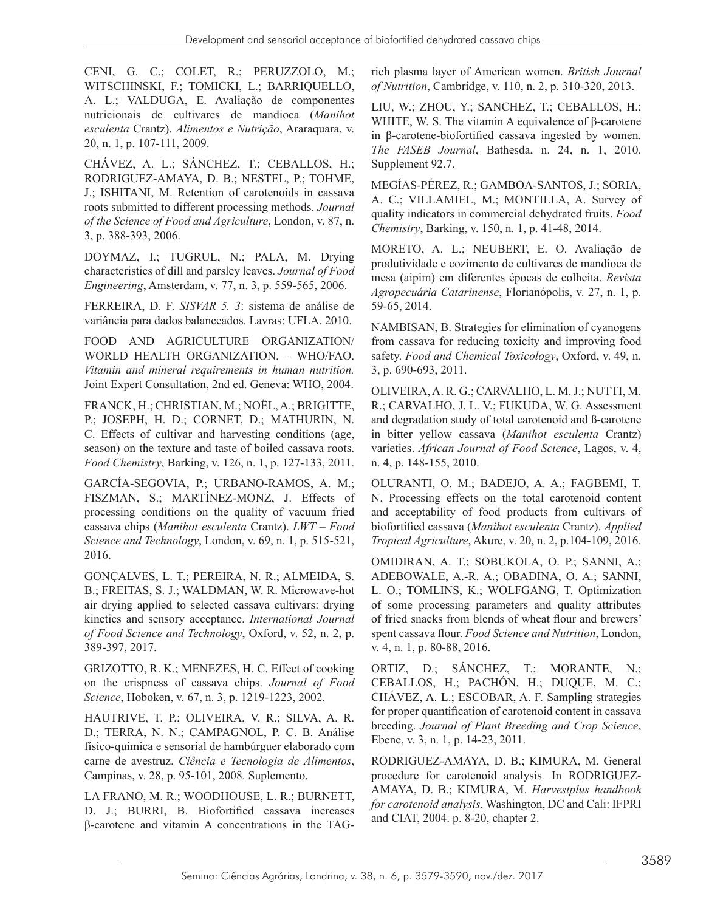CENI, G. C.; COLET, R.; PERUZZOLO, M.; WITSCHINSKI, F.; TOMICKI, L.; BARRIQUELLO, A. L.; VALDUGA, E. Avaliação de componentes nutricionais de cultivares de mandioca (*Manihot esculenta* Crantz). *Alimentos e Nutrição*, Araraquara, v. 20, n. 1, p. 107-111, 2009.

CHÁVEZ, A. L.; SÁNCHEZ, T.; CEBALLOS, H.; RODRIGUEZ-AMAYA, D. B.; NESTEL, P.; TOHME, J.; ISHITANI, M. Retention of carotenoids in cassava roots submitted to different processing methods. *Journal of the Science of Food and Agriculture*, London, v. 87, n. 3, p. 388-393, 2006.

DOYMAZ, I.; TUGRUL, N.; PALA, M. Drying characteristics of dill and parsley leaves. *Journal of Food Engineering*, Amsterdam, v. 77, n. 3, p. 559-565, 2006.

FERREIRA, D. F. *SISVAR 5. 3*: sistema de análise de variância para dados balanceados. Lavras: UFLA. 2010.

FOOD AND AGRICULTURE ORGANIZATION/ WORLD HEALTH ORGANIZATION. – WHO/FAO. *Vitamin and mineral requirements in human nutrition.* Joint Expert Consultation, 2nd ed. Geneva: WHO, 2004.

FRANCK, H.; CHRISTIAN, M.; NOËL, A.; BRIGITTE, P.; JOSEPH, H. D.; CORNET, D.; MATHURIN, N. C. Effects of cultivar and harvesting conditions (age, season) on the texture and taste of boiled cassava roots. *Food Chemistry*, Barking, v. 126, n. 1, p. 127-133, 2011.

GARCÍA-SEGOVIA, P.; URBANO-RAMOS, A. M.; FISZMAN, S.; MARTÍNEZ-MONZ, J. Effects of processing conditions on the quality of vacuum fried cassava chips (*Manihot esculenta* Crantz). *LWT – Food Science and Technology*, London, v. 69, n. 1, p. 515-521, 2016.

GONÇALVES, L. T.; PEREIRA, N. R.; ALMEIDA, S. B.; FREITAS, S. J.; WALDMAN, W. R. Microwave-hot air drying applied to selected cassava cultivars: drying kinetics and sensory acceptance. *International Journal of Food Science and Technology*, Oxford, v. 52, n. 2, p. 389-397, 2017.

GRIZOTTO, R. K.; MENEZES, H. C. Effect of cooking on the crispness of cassava chips. *Journal of Food Science*, Hoboken, v. 67, n. 3, p. 1219-1223, 2002.

HAUTRIVE, T. P.; OLIVEIRA, V. R.; SILVA, A. R. D.; TERRA, N. N.; CAMPAGNOL, P. C. B. Análise físico-química e sensorial de hambúrguer elaborado com carne de avestruz. *Ciência e Tecnologia de Alimentos*, Campinas, v. 28, p. 95-101, 2008. Suplemento.

LA FRANO, M. R.; WOODHOUSE, L. R.; BURNETT, D. J.; BURRI, B. Biofortified cassava increases β-carotene and vitamin A concentrations in the TAG-rich plasma layer of American women. *British Journal of Nutrition*, Cambridge, v. 110, n. 2, p. 310-320, 2013.

LIU, W.; ZHOU, Y.; SANCHEZ, T.; CEBALLOS, H.; WHITE, W. S. The vitamin A equivalence of β-carotene in β-carotene-biofortified cassava ingested by women. *The FASEB Journal*, Bathesda, n. 24, n. 1, 2010. Supplement 92.7.

MEGÍAS-PÉREZ, R.; GAMBOA-SANTOS, J.; SORIA, A. C.; VILLAMIEL, M.; MONTILLA, A. Survey of quality indicators in commercial dehydrated fruits. *Food Chemistry*, Barking, v. 150, n. 1, p. 41-48, 2014.

MORETO, A. L.; NEUBERT, E. O. Avaliação de produtividade e cozimento de cultivares de mandioca de mesa (aipim) em diferentes épocas de colheita. *Revista Agropecuária Catarinense*, Florianópolis, v. 27, n. 1, p. 59-65, 2014.

NAMBISAN, B. Strategies for elimination of cyanogens from cassava for reducing toxicity and improving food safety. *Food and Chemical Toxicology*, Oxford, v. 49, n. 3, p. 690-693, 2011.

OLIVEIRA, A. R. G.; CARVALHO, L. M. J.; NUTTI, M. R.; CARVALHO, J. L. V.; FUKUDA, W. G. Assessment and degradation study of total carotenoid and ß-carotene in bitter yellow cassava (*Manihot esculenta* Crantz) varieties. *African Journal of Food Science*, Lagos, v. 4, n. 4, p. 148-155, 2010.

OLURANTI, O. M.; BADEJO, A. A.; FAGBEMI, T. N. Processing effects on the total carotenoid content and acceptability of food products from cultivars of biofortified cassava (*Manihot esculenta* Crantz). *Applied Tropical Agriculture*, Akure, v. 20, n. 2, p.104-109, 2016.

OMIDIRAN, A. T.; SOBUKOLA, O. P.; SANNI, A.; ADEBOWALE, A.-R. A.; OBADINA, O. A.; SANNI, L. O.; TOMLINS, K.; WOLFGANG, T. Optimization of some processing parameters and quality attributes of fried snacks from blends of wheat flour and brewers' spent cassava flour. *Food Science and Nutrition*, London, v. 4, n. 1, p. 80-88, 2016.

ORTIZ, D.; SÁNCHEZ, T.; MORANTE, N.; CEBALLOS, H.; PACHÓN, H.; DUQUE, M. C.; CHÁVEZ, A. L.; ESCOBAR, A. F. Sampling strategies for proper quantification of carotenoid content in cassava breeding. *Journal of Plant Breeding and Crop Science*, Ebene, v. 3, n. 1, p. 14-23, 2011.

RODRIGUEZ-AMAYA, D. B.; KIMURA, M. General procedure for carotenoid analysis. In RODRIGUEZ-AMAYA, D. B.; KIMURA, M. *Harvestplus handbook for carotenoid analysis*. Washington, DC and Cali: IFPRI and CIAT, 2004. p. 8-20, chapter 2.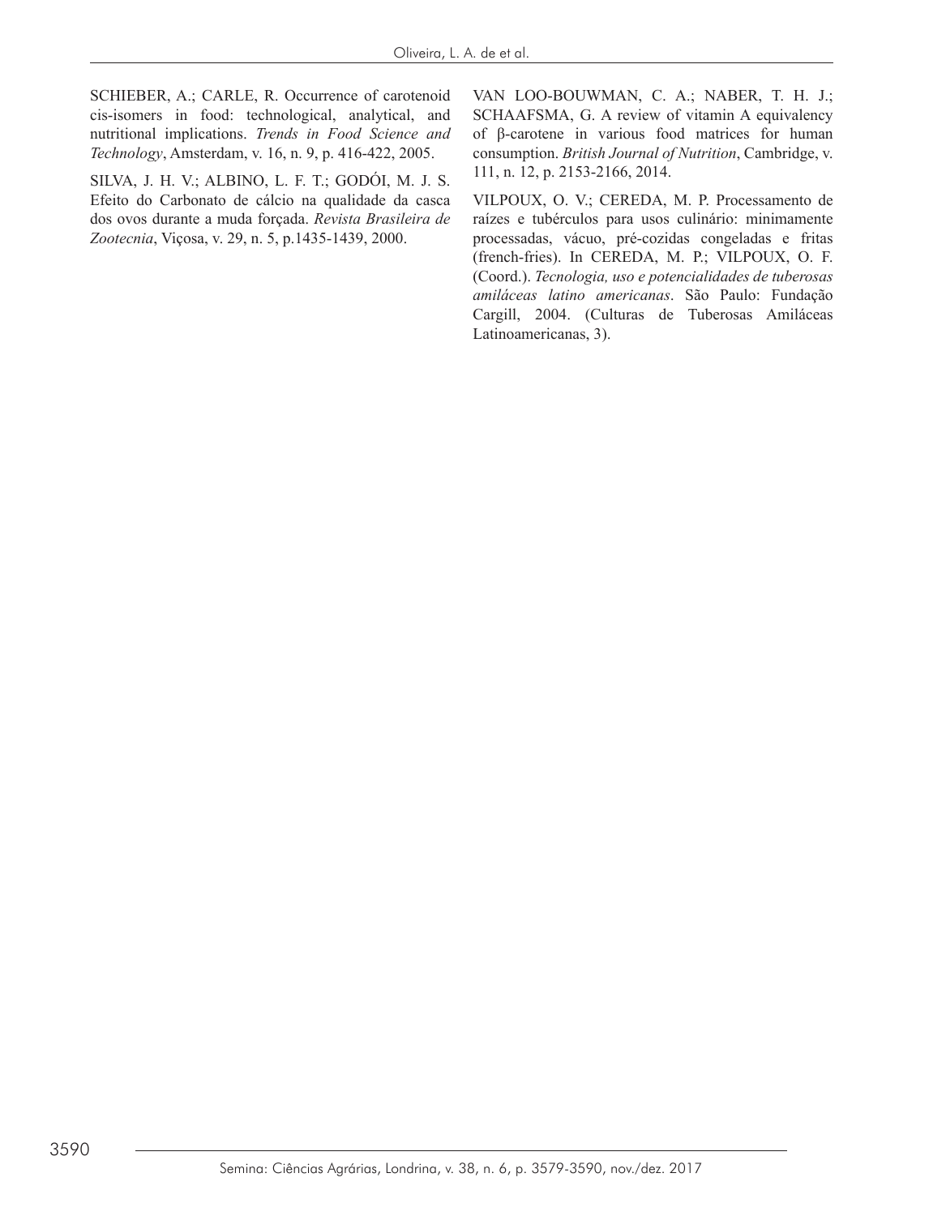SCHIEBER, A.; CARLE, R. Occurrence of carotenoid cis-isomers in food: technological, analytical, and nutritional implications. *Trends in Food Science and Technology*, Amsterdam, v. 16, n. 9, p. 416-422, 2005.

SILVA, J. H. V.; ALBINO, L. F. T.; GODÓI, M. J. S. Efeito do Carbonato de cálcio na qualidade da casca dos ovos durante a muda forçada. *Revista Brasileira de Zootecnia*, Viçosa, v. 29, n. 5, p.1435-1439, 2000.

VAN LOO-BOUWMAN, C. A.; NABER, T. H. J.; SCHAAFSMA, G. A review of vitamin A equivalency of β-carotene in various food matrices for human consumption. *British Journal of Nutrition*, Cambridge, v. 111, n. 12, p. 2153-2166, 2014.

VILPOUX, O. V.; CEREDA, M. P. Processamento de raízes e tubérculos para usos culinário: minimamente processadas, vácuo, pré-cozidas congeladas e fritas (french-fries). In CEREDA, M. P.; VILPOUX, O. F. (Coord.). *Tecnologia, uso e potencialidades de tuberosas amiláceas latino americanas*. São Paulo: Fundação Cargill, 2004. (Culturas de Tuberosas Amiláceas Latinoamericanas, 3).